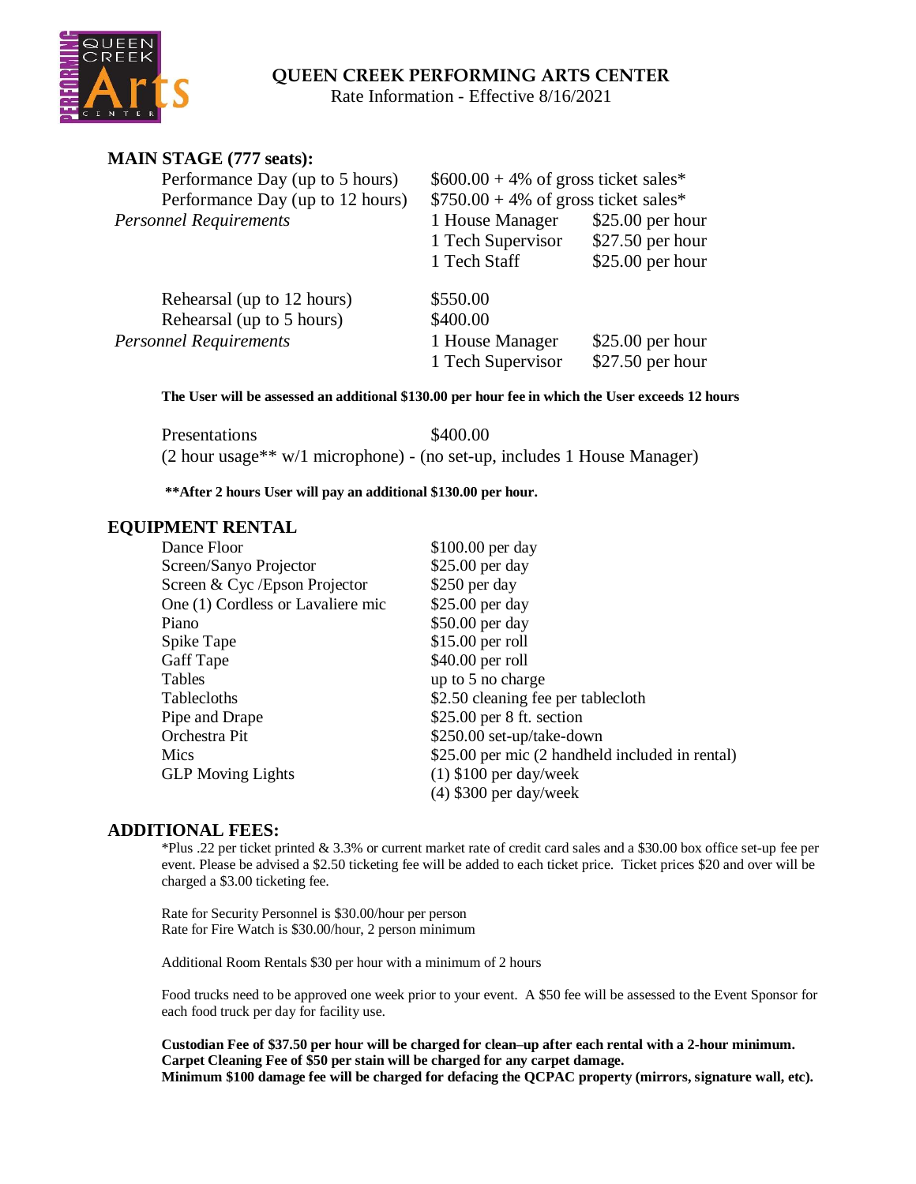# QUEEN CREEK PERFORMING ARTS CENTER

Rate Information - Effective 8/16/2021

## MAIN STAGE (777 seats):

| | | |
|---|---|---|
| Performance Day (up to 5 hours) | $600.00 + 4% of gross ticket sales* | |
| Performance Day (up to 12 hours) | $750.00 + 4% of gross ticket sales* | |
| *Personnel Requirements* | 1 House Manager | $25.00 per hour |
| | 1 Tech Supervisor | $27.50 per hour |
| | 1 Tech Staff | $25.00 per hour |
| Rehearsal (up to 12 hours) | $550.00 | |
| Rehearsal (up to 5 hours) | $400.00 | |
| *Personnel Requirements* | 1 House Manager | $25.00 per hour |
| | 1 Tech Supervisor | $27.50 per hour |

**The User will be assessed an additional $130.00 per hour fee in which the User exceeds 12 hours**

Presentations $400.00

(2 hour usage** w/1 microphone) - (no set-up, includes 1 House Manager)

**\*\*After 2 hours User will pay an additional $130.00 per hour.**

## EQUIPMENT RENTAL

| | |
|---|---|
| Dance Floor | $100.00 per day |
| Screen/Sanyo Projector | $25.00 per day |
| Screen & Cyc /Epson Projector | $250 per day |
| One (1) Cordless or Lavaliere mic | $25.00 per day |
| Piano | $50.00 per day |
| Spike Tape | $15.00 per roll |
| Gaff Tape | $40.00 per roll |
| Tables | up to 5 no charge |
| Tablecloths | $2.50 cleaning fee per tablecloth |
| Pipe and Drape | $25.00 per 8 ft. section |
| Orchestra Pit | $250.00 set-up/take-down |
| Mics | $25.00 per mic (2 handheld included in rental) |
| GLP Moving Lights | (1) $100 per day/week |
| | (4) $300 per day/week |

## ADDITIONAL FEES:

*Plus .22 per ticket printed & 3.3% or current market rate of credit card sales and a $30.00 box office set-up fee per event. Please be advised a $2.50 ticketing fee will be added to each ticket price. Ticket prices $20 and over will be charged a $3.00 ticketing fee.

Rate for Security Personnel is $30.00/hour per person
Rate for Fire Watch is $30.00/hour, 2 person minimum

Additional Room Rentals $30 per hour with a minimum of 2 hours

Food trucks need to be approved one week prior to your event. A $50 fee will be assessed to the Event Sponsor for each food truck per day for facility use.

**Custodian Fee of $37.50 per hour will be charged for clean–up after each rental with a 2-hour minimum.**
**Carpet Cleaning Fee of $50 per stain will be charged for any carpet damage.**
**Minimum $100 damage fee will be charged for defacing the QCPAC property (mirrors, signature wall, etc).**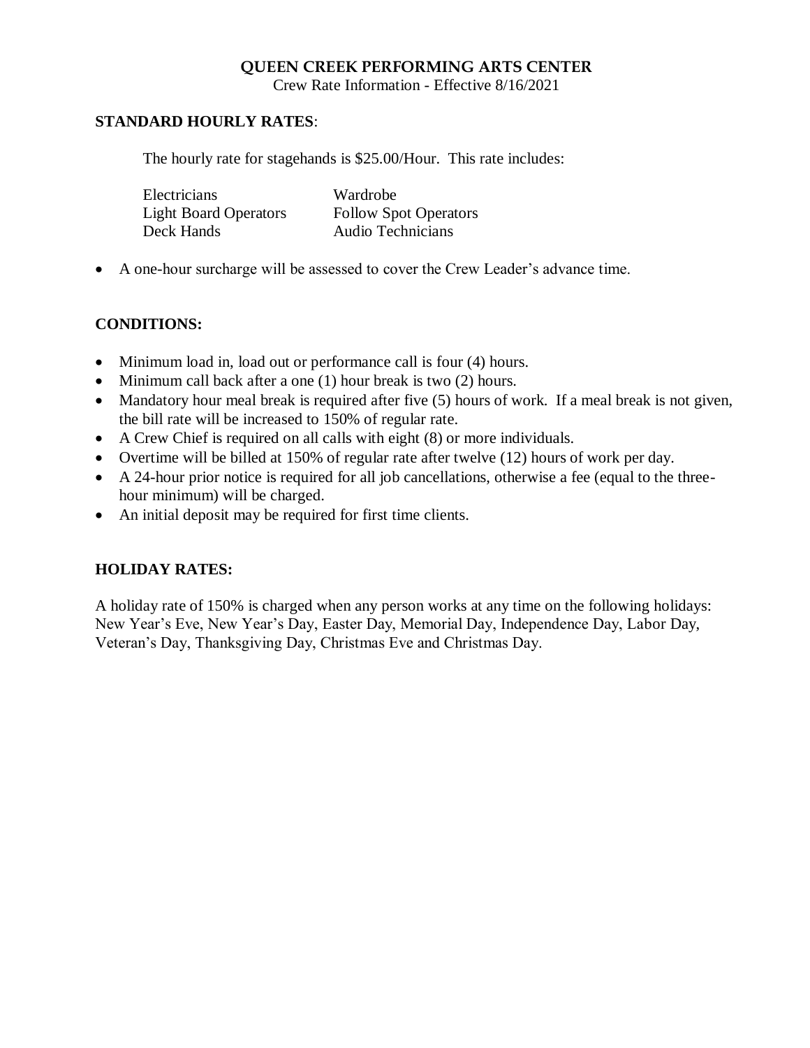# QUEEN CREEK PERFORMING ARTS CENTER

Crew Rate Information - Effective 8/16/2021

**STANDARD HOURLY RATES**:

The hourly rate for stagehands is $25.00/Hour. This rate includes:

| | |
|---|---|
| Electricians | Wardrobe |
| Light Board Operators | Follow Spot Operators |
| Deck Hands | Audio Technicians |

- A one-hour surcharge will be assessed to cover the Crew Leader's advance time.

**CONDITIONS:**

- Minimum load in, load out or performance call is four (4) hours.
- Minimum call back after a one (1) hour break is two (2) hours.
- Mandatory hour meal break is required after five (5) hours of work. If a meal break is not given, the bill rate will be increased to 150% of regular rate.
- A Crew Chief is required on all calls with eight (8) or more individuals.
- Overtime will be billed at 150% of regular rate after twelve (12) hours of work per day.
- A 24-hour prior notice is required for all job cancellations, otherwise a fee (equal to the three-hour minimum) will be charged.
- An initial deposit may be required for first time clients.

**HOLIDAY RATES:**

A holiday rate of 150% is charged when any person works at any time on the following holidays: New Year's Eve, New Year's Day, Easter Day, Memorial Day, Independence Day, Labor Day, Veteran's Day, Thanksgiving Day, Christmas Eve and Christmas Day.